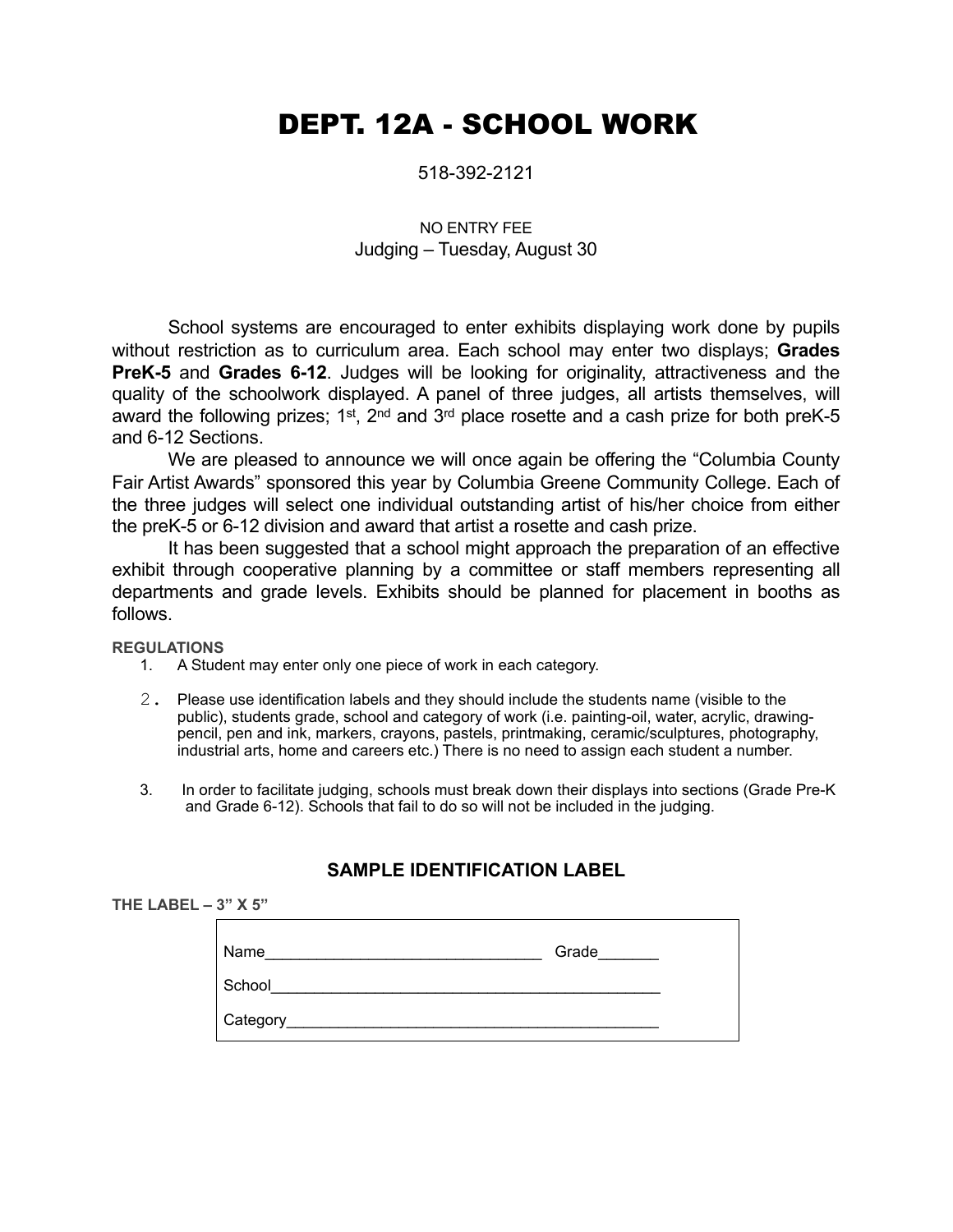# DEPT. 12A - SCHOOL WORK

518-392-2121

NO ENTRY FEE
Judging – Tuesday, August 30

School systems are encouraged to enter exhibits displaying work done by pupils without restriction as to curriculum area. Each school may enter two displays; **Grades PreK-5** and **Grades 6-12**. Judges will be looking for originality, attractiveness and the quality of the schoolwork displayed. A panel of three judges, all artists themselves, will award the following prizes; 1st, 2nd and 3rd place rosette and a cash prize for both preK-5 and 6-12 Sections.

We are pleased to announce we will once again be offering the "Columbia County Fair Artist Awards" sponsored this year by Columbia Greene Community College. Each of the three judges will select one individual outstanding artist of his/her choice from either the preK-5 or 6-12 division and award that artist a rosette and cash prize.

It has been suggested that a school might approach the preparation of an effective exhibit through cooperative planning by a committee or staff members representing all departments and grade levels. Exhibits should be planned for placement in booths as follows.

**REGULATIONS**

1. A Student may enter only one piece of work in each category.
2. Please use identification labels and they should include the students name (visible to the public), students grade, school and category of work (i.e. painting-oil, water, acrylic, drawing-pencil, pen and ink, markers, crayons, pastels, printmaking, ceramic/sculptures, photography, industrial arts, home and careers etc.) There is no need to assign each student a number.
3. In order to facilitate judging, schools must break down their displays into sections (Grade Pre-K and Grade 6-12). Schools that fail to do so will not be included in the judging.

## SAMPLE IDENTIFICATION LABEL

**THE LABEL – 3" X 5"**

Name________________________________ Grade_______

School_______________________________________________

Category_____________________________________________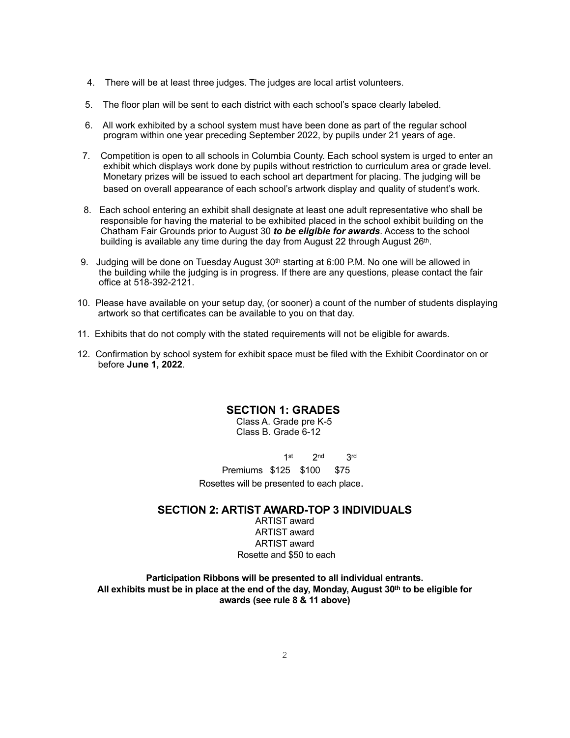4. There will be at least three judges. The judges are local artist volunteers.

5. The floor plan will be sent to each district with each school's space clearly labeled.

6. All work exhibited by a school system must have been done as part of the regular school program within one year preceding September 2022, by pupils under 21 years of age.

7. Competition is open to all schools in Columbia County. Each school system is urged to enter an exhibit which displays work done by pupils without restriction to curriculum area or grade level. Monetary prizes will be issued to each school art department for placing. The judging will be based on overall appearance of each school's artwork display and quality of student's work.

8. Each school entering an exhibit shall designate at least one adult representative who shall be responsible for having the material to be exhibited placed in the school exhibit building on the Chatham Fair Grounds prior to August 30 ***to be eligible for awards***. Access to the school building is available any time during the day from August 22 through August 26th.

9. Judging will be done on Tuesday August 30th starting at 6:00 P.M. No one will be allowed in the building while the judging is in progress. If there are any questions, please contact the fair office at 518-392-2121.

10. Please have available on your setup day, (or sooner) a count of the number of students displaying artwork so that certificates can be available to you on that day.

11. Exhibits that do not comply with the stated requirements will not be eligible for awards.

12. Confirmation by school system for exhibit space must be filed with the Exhibit Coordinator on or before **June 1, 2022**.

## SECTION 1: GRADES

Class A. Grade pre K-5
Class B. Grade 6-12

| | 1st | 2nd | 3rd |
|---|---|---|---|
| Premiums | $125 | $100 | $75 |

Rosettes will be presented to each place.

## SECTION 2: ARTIST AWARD-TOP 3 INDIVIDUALS

ARTIST award
ARTIST award
ARTIST award
Rosette and $50 to each

**Participation Ribbons will be presented to all individual entrants.**
**All exhibits must be in place at the end of the day, Monday, August 30th to be eligible for awards (see rule 8 & 11 above)**